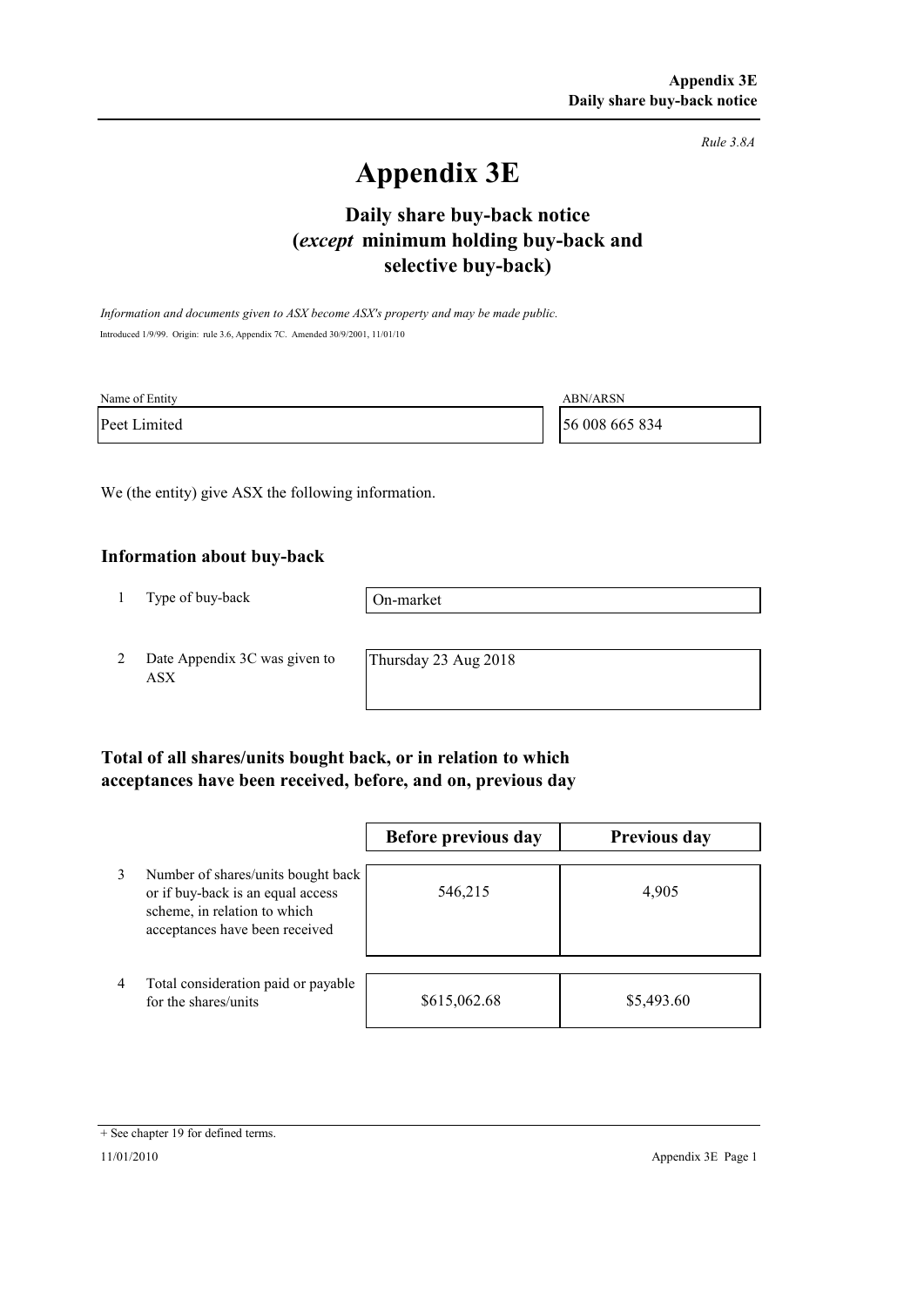*Rule 3.8A*

# Appendix 3E

## Daily share buy-back notice (*except* minimum holding buy-back and selective buy-back)

*Information and documents given to ASX become ASX's property and may be made public.*

Introduced 1/9/99. Origin: rule 3.6, Appendix 7C. Amended 30/9/2001, 11/01/10

| Name of Entity | ABN/ARSN |
|---|---|
| Peet Limited | 56 008 665 834 |

We (the entity) give ASX the following information.

### Information about buy-back

| | | |
|---|---|---|
| 1 | Type of buy-back | On-market |
| 2 | Date Appendix 3C was given to ASX | Thursday 23 Aug 2018 |

### Total of all shares/units bought back, or in relation to which acceptances have been received, before, and on, previous day

| | | Before previous day | Previous day |
|---|---|---|---|
| 3 | Number of shares/units bought back or if buy-back is an equal access scheme, in relation to which acceptances have been received | 546,215 | 4,905 |
| 4 | Total consideration paid or payable for the shares/units | $615,062.68 | $5,493.60 |

+ See chapter 19 for defined terms.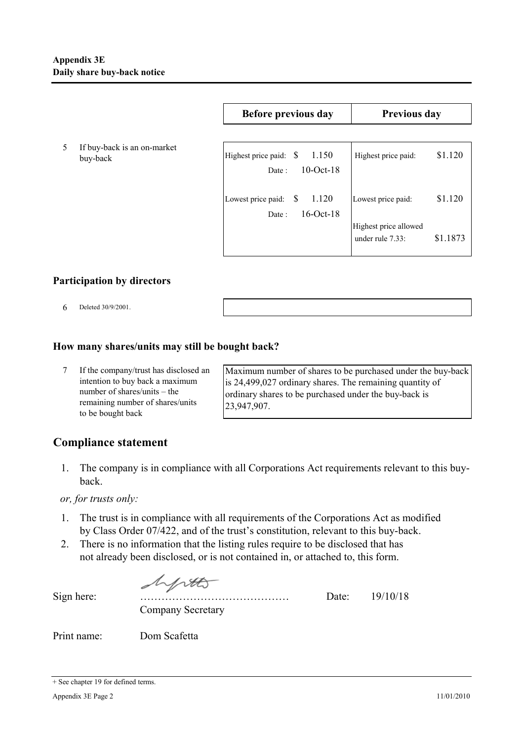**Appendix 3E**
**Daily share buy-back notice**

| | | Before previous day | Previous day |
|---|---|---|---|
| 5 | If buy-back is an on-market buy-back | Highest price paid: $ 1.150<br>Date : 10-Oct-18<br><br>Lowest price paid: $ 1.120<br>Date : 16-Oct-18 | Highest price paid: $1.120<br><br>Lowest price paid: $1.120<br><br>Highest price allowed under rule 7.33: $1.1873 |

## Participation by directors

| | | |
|---|---|---|
| 6 | Deleted 30/9/2001. | |

## How many shares/units may still be bought back?

| | | |
|---|---|---|
| 7 | If the company/trust has disclosed an intention to buy back a maximum number of shares/units – the remaining number of shares/units to be bought back | Maximum number of shares to be purchased under the buy-back is 24,499,027 ordinary shares. The remaining quantity of ordinary shares to be purchased under the buy-back is 23,947,907. |

## Compliance statement

1. The company is in compliance with all Corporations Act requirements relevant to this buy-back.

*or, for trusts only:*

1. The trust is in compliance with all requirements of the Corporations Act as modified by Class Order 07/422, and of the trust's constitution, relevant to this buy-back.
2. There is no information that the listing rules require to be disclosed that has not already been disclosed, or is not contained in, or attached to, this form.

Sign here: ……………………………………… Date: 19/10/18
Company Secretary

Print name: Dom Scafetta

+ See chapter 19 for defined terms.